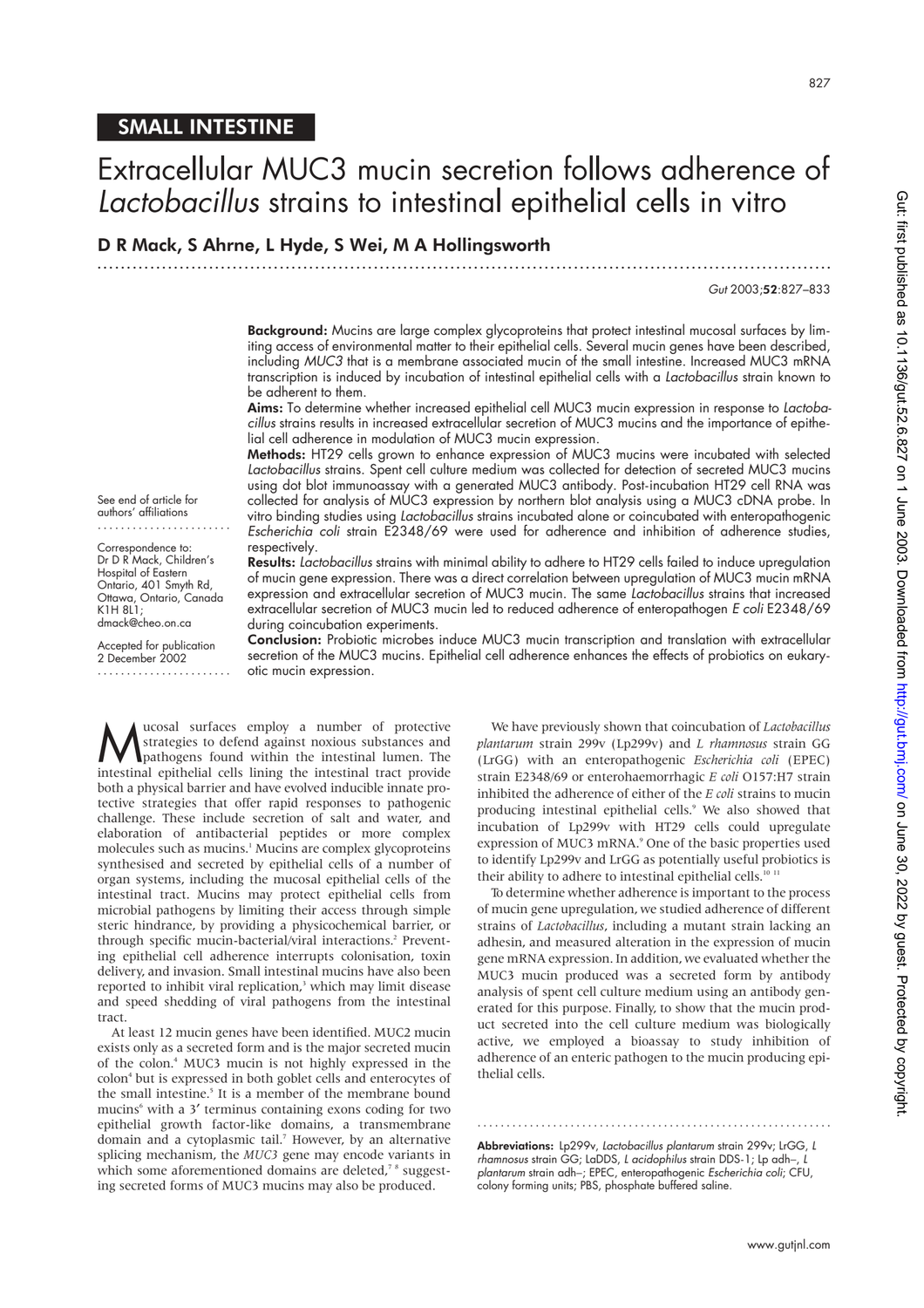## SMALL INTESTINE

# Extracellular MUC3 mucin secretion follows adherence of *Lactobacillus* strains to intestinal epithelial cells in vitro

**D R Mack, S Ahrne, L Hyde, S Wei, M A Hollingsworth**

*Gut* 2003;**52**:827–833

**Background:** Mucins are large complex glycoproteins that protect intestinal mucosal surfaces by limiting access of environmental matter to their epithelial cells. Several mucin genes have been described, including *MUC3* that is a membrane associated mucin of the small intestine. Increased MUC3 mRNA transcription is induced by incubation of intestinal epithelial cells with a *Lactobacillus* strain known to be adherent to them.

**Aims:** To determine whether increased epithelial cell MUC3 mucin expression in response to *Lactobacillus* strains results in increased extracellular secretion of MUC3 mucins and the importance of epithelial cell adherence in modulation of MUC3 mucin expression.

**Methods:** HT29 cells grown to enhance expression of MUC3 mucins were incubated with selected *Lactobacillus* strains. Spent cell culture medium was collected for detection of secreted MUC3 mucins using dot blot immunoassay with a generated MUC3 antibody. Post-incubation HT29 cell RNA was collected for analysis of MUC3 expression by northern blot analysis using a MUC3 cDNA probe. In vitro binding studies using *Lactobacillus* strains incubated alone or coincubated with enteropathogenic *Escherichia coli* strain E2348/69 were used for adherence and inhibition of adherence studies, respectively.

**Results:** *Lactobacillus* strains with minimal ability to adhere to HT29 cells failed to induce upregulation of mucin gene expression. There was a direct correlation between upregulation of MUC3 mucin mRNA expression and extracellular secretion of MUC3 mucin. The same *Lactobacillus* strains that increased extracellular secretion of MUC3 mucin led to reduced adherence of enteropathogen *E coli* E2348/69 during coincubation experiments.

**Conclusion:** Probiotic microbes induce MUC3 mucin transcription and translation with extracellular secretion of the MUC3 mucins. Epithelial cell adherence enhances the effects of probiotics on eukaryotic mucin expression.

See end of article for authors' affiliations

Correspondence to: Dr D R Mack, Children's Hospital of Eastern Ontario, 401 Smyth Rd, Ottawa, Ontario, Canada K1H 8L1; dmack@cheo.on.ca

Accepted for publication 2 December 2002

Mucosal surfaces employ a number of protective strategies to defend against noxious substances and pathogens found within the intestinal lumen. The intestinal epithelial cells lining the intestinal tract provide both a physical barrier and have evolved innate protective strategies that offer rapid responses to pathogenic challenge. These include secretion of salt and water, and elaboration of antibacterial peptides or more complex molecules such as mucins.[1] Mucins are complex glycoproteins synthesised and secreted by epithelial cells of a number of organ systems, including the mucosal epithelial cells of the intestinal tract. Mucins may protect epithelial cells from microbial pathogens by limiting their access through simple steric hindrance, by providing a physicochemical barrier, or through specific mucin-bacterial/viral interactions.[2] Preventing epithelial cell adherence interrupts colonisation, toxin delivery, and invasion. Small intestinal mucins have also been reported to inhibit viral replication,[3] which may limit disease and speed shedding of viral pathogens from the intestinal tract.

At least 12 mucin genes have been identified. MUC2 mucin exists only as a secreted form and is the major secreted mucin of the colon.[4] MUC3 mucin is not highly expressed in the colon[4] but is expressed in both goblet cells and enterocytes of the small intestine.[5] It is a member of the membrane bound mucins[6] with a 3′ terminus containing exons coding for two epithelial growth factor-like domains, a transmembrane domain and a cytoplasmic tail.[7] However, by an alternative splicing mechanism, the *MUC3* gene may encode variants in which some aforementioned domains are deleted,[7 8] suggesting secreted forms of MUC3 mucins may also be produced.

We have previously shown that coincubation of *Lactobacillus plantarum* strain 299v (Lp299v) and *L rhamnosus* strain GG (LrGG) with an enteropathogenic *Escherichia coli* (EPEC) strain E2348/69 or enterohaemorrhagic *E coli* O157:H7 strain inhibited the adherence of either of the *E coli* strains to mucin producing intestinal epithelial cells.[9] We also showed that incubation of Lp299v with HT29 cells could upregulate expression of MUC3 mRNA.[9] One of the basic properties used to identify Lp299v and LrGG as potentially useful probiotics is their ability to adhere to intestinal epithelial cells.[10 11]

To determine whether adherence is important to the process of mucin gene upregulation, we studied adherence of different strains of *Lactobacillus*, including a mutant strain lacking an adhesin, and measured alteration in the expression of mucin gene mRNA expression. In addition, we evaluated whether the MUC3 mucin produced was a secreted form by antibody analysis of spent cell culture medium using an antibody generated for this purpose. Finally, to show that the mucin product secreted into the cell culture medium was biologically active, we employed a bioassay to study inhibition of adherence of an enteric pathogen to the mucin producing epithelial cells.

**Abbreviations:** Lp299v, *Lactobacillus plantarum* strain 299v; LrGG, *L rhamnosus* strain GG; LaDDS, *L acidophilus* strain DDS-1; Lp adh–, *L plantarum* strain adh–; EPEC, enteropathogenic *Escherichia coli*; CFU, colony forming units; PBS, phosphate buffered saline.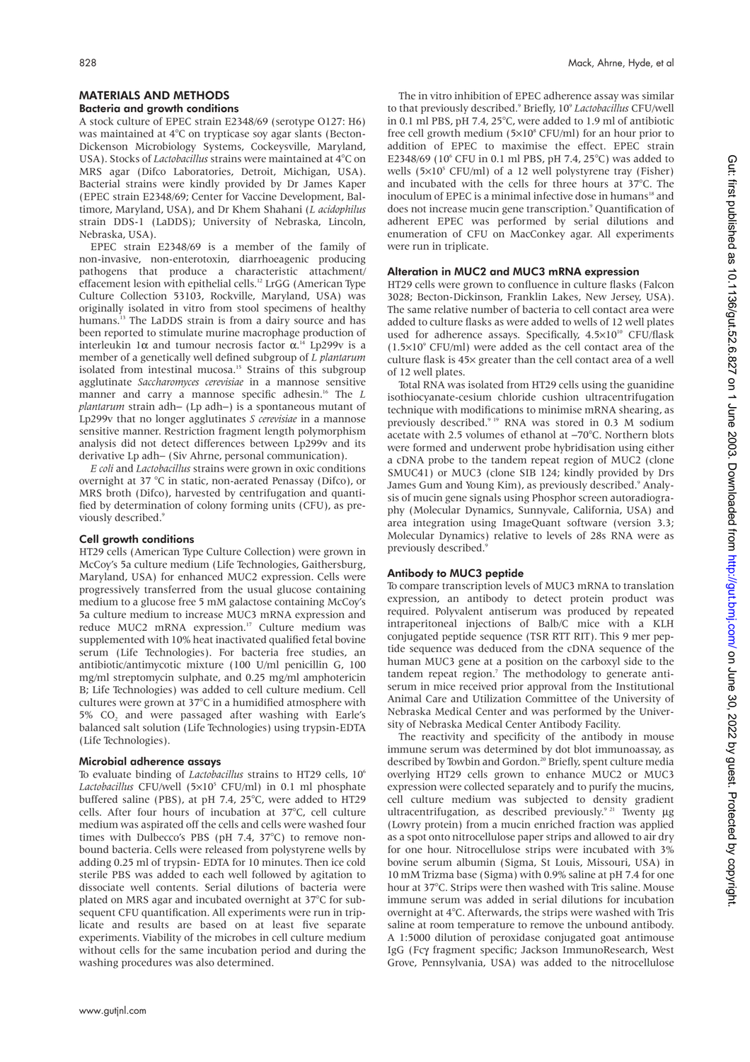## MATERIALS AND METHODS

### Bacteria and growth conditions

A stock culture of EPEC strain E2348/69 (serotype O127: H6) was maintained at 4°C on trypticase soy agar slants (Becton-Dickinson Microbiology Systems, Cockeysville, Maryland, USA). Stocks of *Lactobacillus* strains were maintained at 4°C on MRS agar (Difco Laboratories, Detroit, Michigan, USA). Bacterial strains were kindly provided by Dr James Kaper (EPEC strain E2348/69; Center for Vaccine Development, Baltimore, Maryland, USA), and Dr Khem Shahani (*L acidophilus* strain DDS-1 (LaDDS); University of Nebraska, Lincoln, Nebraska, USA).

EPEC strain E2348/69 is a member of the family of non-invasive, non-enterotoxin, diarrhoeagenic producing pathogens that produce a characteristic attachment/effacement lesion with epithelial cells.[12] LrGG (American Type Culture Collection 53103, Rockville, Maryland, USA) was originally isolated in vitro from stool specimens of healthy humans.[13] The LaDDS strain is from a dairy source and has been reported to stimulate murine macrophage production of interleukin 1α and tumour necrosis factor α.[14] Lp299v is a member of a genetically well defined subgroup of *L plantarum* isolated from intestinal mucosa.[15] Strains of this subgroup agglutinate *Saccharomyces cerevisiae* in a mannose sensitive manner and carry a mannose specific adhesin.[16] The *L plantarum* strain adh− (Lp adh−) is a spontaneous mutant of Lp299v that no longer agglutinates *S cerevisiae* in a mannose sensitive manner. Restriction fragment length polymorphism analysis did not detect differences between Lp299v and its derivative Lp adh− (Siv Ahrne, personal communication).

*E coli* and *Lactobacillus* strains were grown in oxic conditions overnight at 37 °C in static, non-aerated Penassay (Difco), or MRS broth (Difco), harvested by centrifugation and quantified by determination of colony forming units (CFU), as previously described.[9]

### Cell growth conditions

HT29 cells (American Type Culture Collection) were grown in McCoy's 5a culture medium (Life Technologies, Gaithersburg, Maryland, USA) for enhanced MUC2 expression. Cells were progressively transferred from the usual glucose containing medium to a glucose free 5 mM galactose containing McCoy's 5a culture medium to increase MUC3 mRNA expression and reduce MUC2 mRNA expression.[17] Culture medium was supplemented with 10% heat inactivated qualified fetal bovine serum (Life Technologies). For bacteria free studies, an antibiotic/antimycotic mixture (100 U/ml penicillin G, 100 mg/ml streptomycin sulphate, and 0.25 mg/ml amphotericin B; Life Technologies) was added to cell culture medium. Cell cultures were grown at 37°C in a humidified atmosphere with 5% $CO_2$ and were passaged after washing with Earle's balanced salt solution (Life Technologies) using trypsin-EDTA (Life Technologies).

### Microbial adherence assays

To evaluate binding of *Lactobacillus* strains to HT29 cells, $10^6$ *Lactobacillus* CFU/well ($5\times10^5$ CFU/ml) in 0.1 ml phosphate buffered saline (PBS), at pH 7.4, 25°C, were added to HT29 cells. After four hours of incubation at 37°C, cell culture medium was aspirated off the cells and cells were washed four times with Dulbecco's PBS (pH 7.4, 37°C) to remove non-bound bacteria. Cells were released from polystyrene wells by adding 0.25 ml of trypsin- EDTA for 10 minutes. Then ice cold sterile PBS was added to each well followed by agitation to dissociate well contents. Serial dilutions of bacteria were plated on MRS agar and incubated overnight at 37°C for subsequent CFU quantification. All experiments were run in triplicate and results are based on at least five separate experiments. Viability of the microbes in cell culture medium without cells for the same incubation period and during the washing procedures was also determined.

The in vitro inhibition of EPEC adherence assay was similar to that previously described.[9] Briefly, $10^9$ *Lactobacillus* CFU/well in 0.1 ml PBS, pH 7.4, 25°C, were added to 1.9 ml of antibiotic free cell growth medium ($5\times10^8$ CFU/ml) for an hour prior to addition of EPEC to maximise the effect. EPEC strain E2348/69 ($10^6$ CFU in 0.1 ml PBS, pH 7.4, 25°C) was added to wells ($5\times10^5$ CFU/ml) of a 12 well polystyrene tray (Fisher) and incubated with the cells for three hours at 37°C. The inoculum of EPEC is a minimal infective dose in humans[18] and does not increase mucin gene transcription.[9] Quantification of adherent EPEC was performed by serial dilutions and enumeration of CFU on MacConkey agar. All experiments were run in triplicate.

### Alteration in MUC2 and MUC3 mRNA expression

HT29 cells were grown to confluence in culture flasks (Falcon 3028; Becton-Dickinson, Franklin Lakes, New Jersey, USA). The same relative number of bacteria to cell contact area were added to culture flasks as were added to wells of 12 well plates used for adherence assays. Specifically, $4.5\times10^{10}$ CFU/flask ($1.5\times10^9$ CFU/ml) were added as the cell contact area of the culture flask is 45× greater than the cell contact area of a well of 12 well plates.

Total RNA was isolated from HT29 cells using the guanidine isothiocyanate-cesium chloride cushion ultracentrifugation technique with modifications to minimise mRNA shearing, as previously described.[9,19] RNA was stored in 0.3 M sodium acetate with 2.5 volumes of ethanol at −70°C. Northern blots were formed and underwent probe hybridisation using either a cDNA probe to the tandem repeat region of MUC2 (clone SMUC41) or MUC3 (clone SIB 124; kindly provided by Drs James Gum and Young Kim), as previously described.[9] Analysis of mucin gene signals using Phosphor screen autoradiography (Molecular Dynamics, Sunnyvale, California, USA) and area integration using ImageQuant software (version 3.3; Molecular Dynamics) relative to levels of 28s RNA were as previously described.[9]

### Antibody to MUC3 peptide

To compare transcription levels of MUC3 mRNA to translation expression, an antibody to detect protein product was required. Polyvalent antiserum was produced by repeated intraperitoneal injections of Balb/C mice with a KLH conjugated peptide sequence (TSR RTT RIT). This 9 mer peptide sequence was deduced from the cDNA sequence of the human MUC3 gene at a position on the carboxyl side to the tandem repeat region.[7] The methodology to generate antiserum in mice received prior approval from the Institutional Animal Care and Utilization Committee of the University of Nebraska Medical Center and was performed by the University of Nebraska Medical Center Antibody Facility.

The reactivity and specificity of the antibody in mouse immune serum was determined by dot blot immunoassay, as described by Towbin and Gordon.[20] Briefly, spent culture media overlying HT29 cells grown to enhance MUC2 or MUC3 expression were collected separately and to purify the mucins, cell culture medium was subjected to density gradient ultracentrifugation, as described previously.[9,21] Twenty µg (Lowry protein) from a mucin enriched fraction was applied as a spot onto nitrocellulose paper strips and allowed to air dry for one hour. Nitrocellulose strips were incubated with 3% bovine serum albumin (Sigma, St Louis, Missouri, USA) in 10 mM Trizma base (Sigma) with 0.9% saline at pH 7.4 for one hour at 37°C. Strips were then washed with Tris saline. Mouse immune serum was added in serial dilutions for incubation overnight at 4°C. Afterwards, the strips were washed with Tris saline at room temperature to remove the unbound antibody. A 1:5000 dilution of peroxidase conjugated goat antimouse IgG (Fcγ fragment specific; Jackson ImmunoResearch, West Grove, Pennsylvania, USA) was added to the nitrocellulose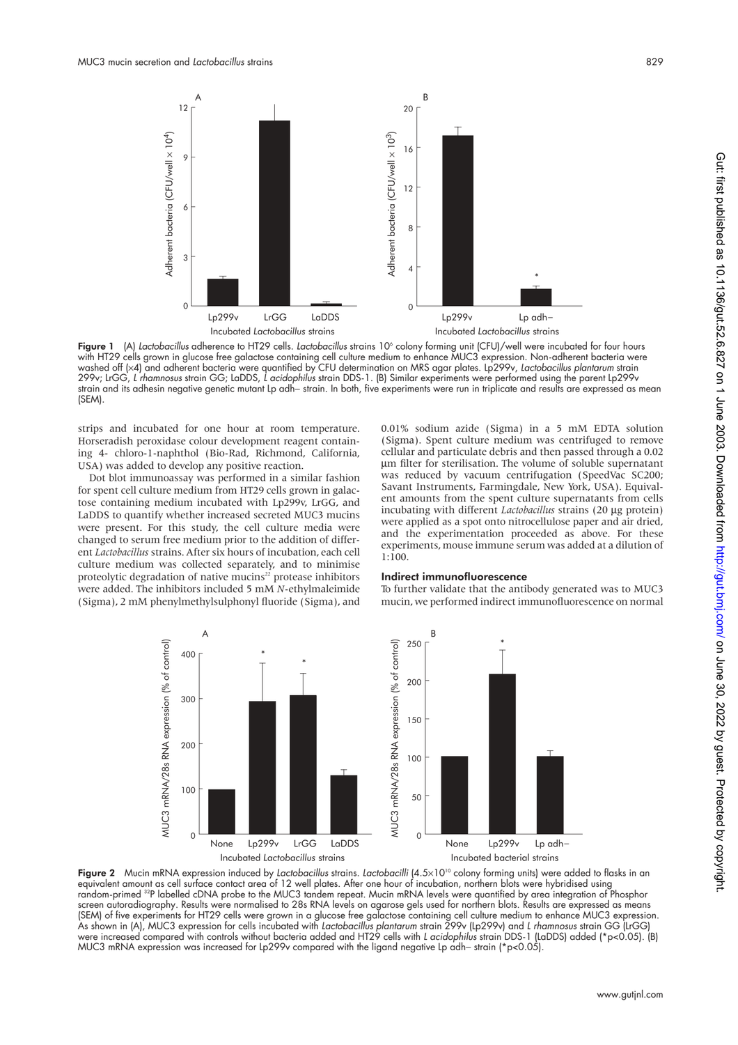**Figure 1** (A) *Lactobacillus* adherence to HT29 cells. *Lactobacillus* strains $10^6$ colony forming unit (CFU)/well were incubated for four hours with HT29 cells grown in glucose free galactose containing cell culture medium to enhance MUC3 expression. Non-adherent bacteria were washed off (×4) and adherent bacteria were quantified by CFU determination on MRS agar plates. Lp299v, *Lactobacillus plantarum* strain 299v; LrGG, *L rhamnosus* strain GG; LaDDS, *L acidophilus* strain DDS-1. (B) Similar experiments were performed using the parent Lp299v strain and its adhesin negative genetic mutant Lp adh− strain. In both, five experiments were run in triplicate and results are expressed as mean (SEM).

strips and incubated for one hour at room temperature. Horseradish peroxidase colour development reagent containing 4- chloro-1-naphthol (Bio-Rad, Richmond, California, USA) was added to develop any positive reaction.

Dot blot immunoassay was performed in a similar fashion for spent cell culture medium from HT29 cells grown in galactose containing medium incubated with Lp299v, LrGG, and LaDDS to quantify whether increased secreted MUC3 mucins were present. For this study, the cell culture media were changed to serum free medium prior to the addition of different *Lactobacillus* strains. After six hours of incubation, each cell culture medium was collected separately, and to minimise proteolytic degradation of native mucins[22] protease inhibitors were added. The inhibitors included 5 mM *N*-ethylmaleimide (Sigma), 2 mM phenylmethylsulphonyl fluoride (Sigma), and 0.01% sodium azide (Sigma) in a 5 mM EDTA solution (Sigma). Spent culture medium was centrifuged to remove cellular and particulate debris and then passed through a 0.02 µm filter for sterilisation. The volume of soluble supernatant was reduced by vacuum centrifugation (SpeedVac SC200; Savant Instruments, Farmingdale, New York, USA). Equivalent amounts from the spent culture supernatants from cells incubating with different *Lactobacillus* strains (20 µg protein) were applied as a spot onto nitrocellulose paper and air dried, and the experimentation proceeded as above. For these experiments, mouse immune serum was added at a dilution of 1:100.

### Indirect immunofluorescence

To further validate that the antibody generated was to MUC3 mucin, we performed indirect immunofluorescence on normal

**Figure 2** Mucin mRNA expression induced by *Lactobacillus* strains. *Lactobacilli* ($4.5\times10^{10}$ colony forming units) were added to flasks in an equivalent amount as cell surface contact area of 12 well plates. After one hour of incubation, northern blots were hybridised using random-primed $^{32}$P labelled cDNA probe to the MUC3 tandem repeat. Mucin mRNA levels were quantified by area integration of Phosphor screen autoradiography. Results were normalised to 28s RNA levels on agarose gels used for northern blots. Results are expressed as means (SEM) of five experiments for HT29 cells were grown in a glucose free galactose containing cell culture medium to enhance MUC3 expression. As shown in (A), MUC3 expression for cells incubated with *Lactobacillus plantarum* strain 299v (Lp299v) and *L rhamnosus* strain GG (LrGG) were increased compared with controls without bacteria added and HT29 cells with *L acidophilus* strain DDS-1 (LaDDS) added (*$p<0.05$). (B) MUC3 mRNA expression was increased for Lp299v compared with the ligand negative Lp adh− strain (*$p<0.05$).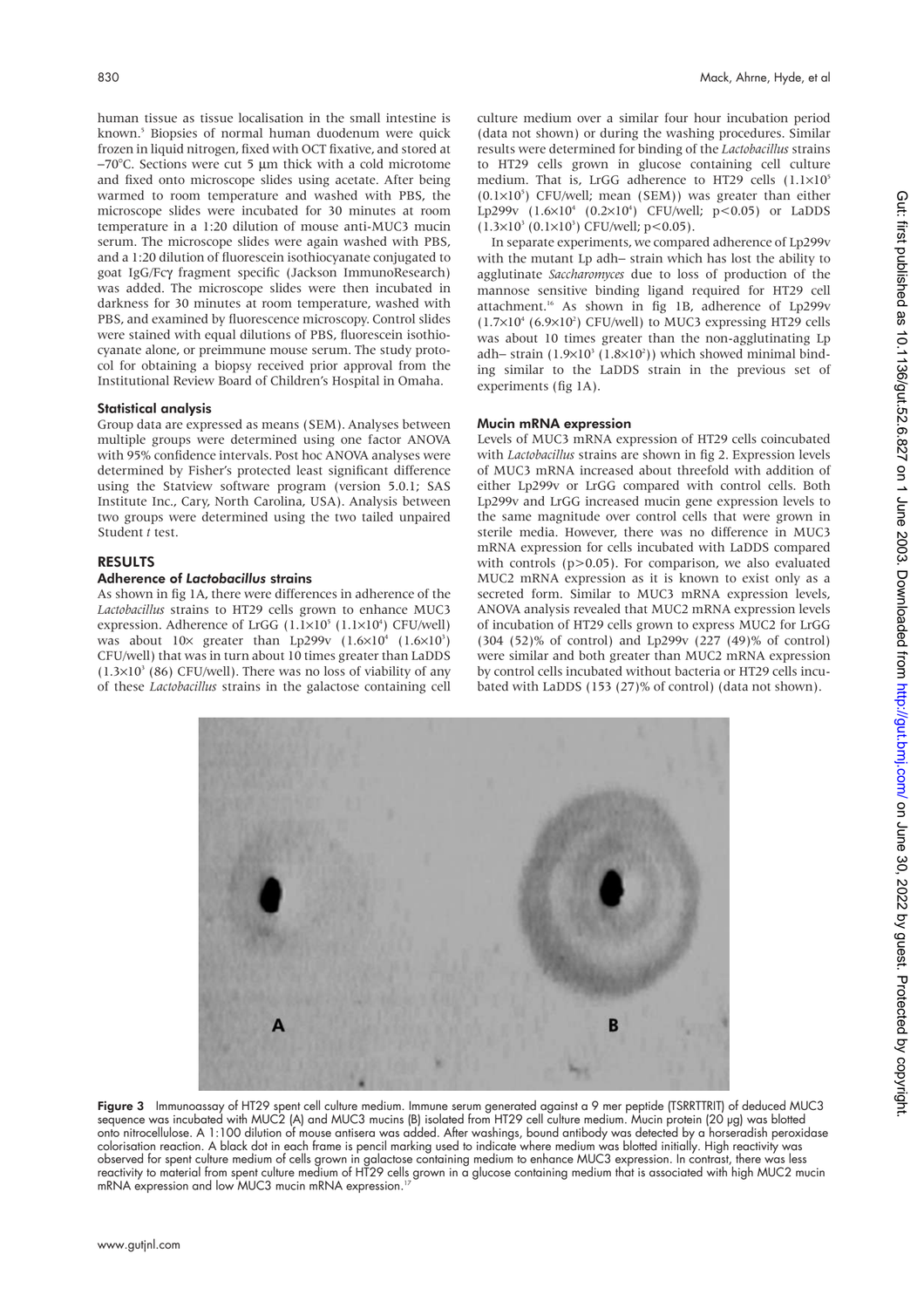human tissue as tissue localisation in the small intestine is known.[5] Biopsies of normal human duodenum were quick frozen in liquid nitrogen, fixed with OCT fixative, and stored at −70°C. Sections were cut 5 µm thick with a cold microtome and fixed onto microscope slides using acetate. After being warmed to room temperature and washed with PBS, the microscope slides were incubated for 30 minutes at room temperature in a 1:20 dilution of mouse anti-MUC3 mucin serum. The microscope slides were again washed with PBS, and a 1:20 dilution of fluorescein isothiocyanate conjugated to goat IgG/Fcγ fragment specific (Jackson ImmunoResearch) was added. The microscope slides were then incubated in darkness for 30 minutes at room temperature, washed with PBS, and examined by fluorescence microscopy. Control slides were stained with equal dilutions of PBS, fluorescein isothiocyanate alone, or preimmune mouse serum. The study protocol for obtaining a biopsy received prior approval from the Institutional Review Board of Children's Hospital in Omaha.

### Statistical analysis

Group data are expressed as means (SEM). Analyses between multiple groups were determined using one factor ANOVA with 95% confidence intervals. Post hoc ANOVA analyses were determined by Fisher's protected least significant difference using the Statview software program (version 5.0.1; SAS Institute Inc., Cary, North Carolina, USA). Analysis between two groups were determined using the two tailed unpaired Student *t* test.

## RESULTS

### Adherence of *Lactobacillus* strains

As shown in fig 1A, there were differences in adherence of the *Lactobacillus* strains to HT29 cells grown to enhance MUC3 expression. Adherence of LrGG ($1.1\times10^5$ ($1.1\times10^4$) CFU/well) was about 10× greater than Lp299v ($1.6\times10^4$ ($1.6\times10^3$) CFU/well) that was in turn about 10 times greater than LaDDS ($1.3\times10^3$ (86) CFU/well). There was no loss of viability of any of these *Lactobacillus* strains in the galactose containing cell culture medium over a similar four hour incubation period (data not shown) or during the washing procedures. Similar results were determined for binding of the *Lactobacillus* strains to HT29 cells grown in glucose containing cell culture medium. That is, LrGG adherence to HT29 cells ($1.1\times10^5$ ($0.1\times10^5$) CFU/well; mean (SEM)) was greater than either Lp299v ($1.6\times10^4$ ($0.2\times10^4$) CFU/well; $p<0.05$) or LaDDS ($1.3\times10^3$ ($0.1\times10^3$) CFU/well; $p<0.05$).

In separate experiments, we compared adherence of Lp299v with the mutant Lp adh− strain which has lost the ability to agglutinate *Saccharomyces* due to loss of production of the mannose sensitive binding ligand required for HT29 cell attachment.[16] As shown in fig 1B, adherence of Lp299v ($1.7\times10^4$ ($6.9\times10^2$) CFU/well) to MUC3 expressing HT29 cells was about 10 times greater than the non-agglutinating Lp adh− strain ($1.9\times10^3$ ($1.8\times10^2$)) which showed minimal binding similar to the LaDDS strain in the previous set of experiments (fig 1A).

### Mucin mRNA expression

Levels of MUC3 mRNA expression of HT29 cells coincubated with *Lactobacillus* strains are shown in fig 2. Expression levels of MUC3 mRNA increased about threefold with addition of either Lp299v or LrGG compared with control cells. Both Lp299v and LrGG increased mucin gene expression levels to the same magnitude over control cells that were grown in sterile media. However, there was no difference in MUC3 mRNA expression for cells incubated with LaDDS compared with controls ($p>0.05$). For comparison, we also evaluated MUC2 mRNA expression as it is known to exist only as a secreted form. Similar to MUC3 mRNA expression levels, ANOVA analysis revealed that MUC2 mRNA expression levels of incubation of HT29 cells grown to express MUC2 for LrGG (304 (52)% of control) and Lp299v (227 (49)% of control) were similar and both greater than MUC2 mRNA expression by control cells incubated without bacteria or HT29 cells incubated with LaDDS (153 (27)% of control) (data not shown).

**Figure 3** Immunoassay of HT29 spent cell culture medium. Immune serum generated against a 9 mer peptide (TSRRTTRIT) of deduced MUC3 sequence was incubated with MUC2 (A) and MUC3 mucins (B) isolated from HT29 cell culture medium. Mucin protein (20 µg) was blotted onto nitrocellulose. A 1:100 dilution of mouse antisera was added. After washings, bound antibody was detected by a horseradish peroxidase colorisation reaction. A black dot in each frame is pencil marking used to indicate where medium was blotted initially. High reactivity was observed for spent culture medium of cells grown in galactose containing medium to enhance MUC3 expression. In contrast, there was less reactivity to material from spent culture medium of HT29 cells grown in a glucose containing medium that is associated with high MUC2 mucin mRNA expression and low MUC3 mucin mRNA expression.[17]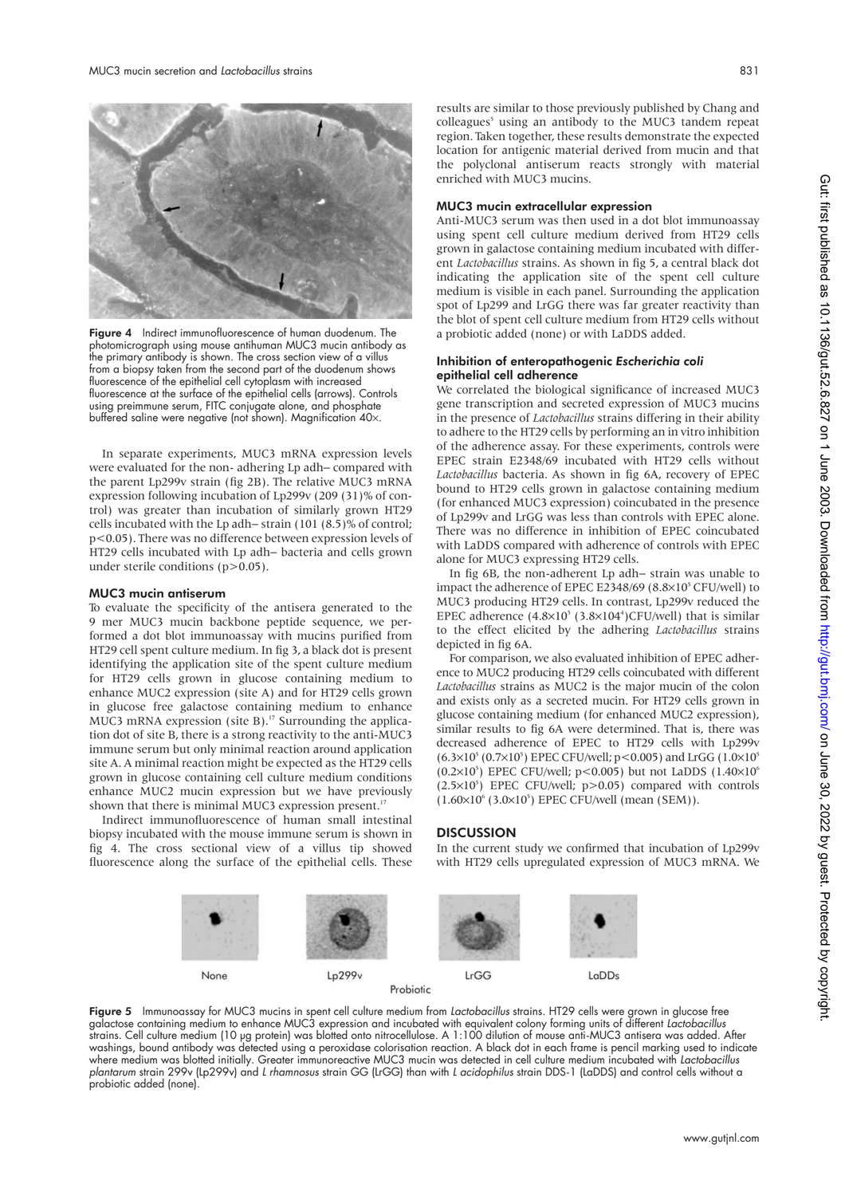Figure 4 Indirect immunofluorescence of human duodenum. The photomicrograph using mouse antihuman MUC3 mucin antibody as the primary antibody is shown. The cross section view of a villus from a biopsy taken from the second part of the duodenum shows fluorescence of the epithelial cell cytoplasm with increased fluorescence at the surface of the epithelial cells (arrows). Controls using preimmune serum, FITC conjugate alone, and phosphate buffered saline were negative (not shown). Magnification 40×.

In separate experiments, MUC3 mRNA expression levels were evaluated for the non- adhering Lp adh– compared with the parent Lp299v strain (fig 2B). The relative MUC3 mRNA expression following incubation of Lp299v (209 (31)% of control) was greater than incubation of similarly grown HT29 cells incubated with the Lp adh– strain (101 (8.5)% of control; $p<0.05$). There was no difference between expression levels of HT29 cells incubated with Lp adh– bacteria and cells grown under sterile conditions ($p>0.05$).

### MUC3 mucin antiserum

To evaluate the specificity of the antisera generated to the 9 mer MUC3 mucin backbone peptide sequence, we performed a dot blot immunoassay with mucins purified from HT29 cell spent culture medium. In fig 3, a black dot is present identifying the application site of the spent culture medium for HT29 cells grown in glucose containing medium to enhance MUC2 expression (site A) and for HT29 cells grown in glucose free galactose containing medium to enhance MUC3 mRNA expression (site B).[17] Surrounding the application dot of site B, there is a strong reactivity to the anti-MUC3 immune serum but only minimal reaction around application site A. A minimal reaction might be expected as the HT29 cells grown in glucose containing cell culture medium conditions enhance MUC2 mucin expression but we have previously shown that there is minimal MUC3 expression present.[17]

Indirect immunofluorescence of human small intestinal biopsy incubated with the mouse immune serum is shown in fig 4. The cross sectional view of a villus tip showed fluorescence along the surface of the epithelial cells. These results are similar to those previously published by Chang and colleagues[5] using an antibody to the MUC3 tandem repeat region. Taken together, these results demonstrate the expected location for antigenic material derived from mucin and that the polyclonal antiserum reacts strongly with material enriched with MUC3 mucins.

### MUC3 mucin extracellular expression

Anti-MUC3 serum was then used in a dot blot immunoassay using spent cell culture medium derived from HT29 cells grown in galactose containing medium incubated with different *Lactobacillus* strains. As shown in fig 5, a central black dot indicating the application site of the spent cell culture medium is visible in each panel. Surrounding the application spot of Lp299 and LrGG there was far greater reactivity than the blot of spent cell culture medium from HT29 cells without a probiotic added (none) or with LaDDS added.

### Inhibition of enteropathogenic *Escherichia coli* epithelial cell adherence

We correlated the biological significance of increased MUC3 gene transcription and secreted expression of MUC3 mucins in the presence of *Lactobacillus* strains differing in their ability to adhere to the HT29 cells by performing an in vitro inhibition of the adherence assay. For these experiments, controls were EPEC strain E2348/69 incubated with HT29 cells without *Lactobacillus* bacteria. As shown in fig 6A, recovery of EPEC bound to HT29 cells grown in galactose containing medium (for enhanced MUC3 expression) coincubated in the presence of Lp299v and LrGG was less than controls with EPEC alone. There was no difference in inhibition of EPEC coincubated with LaDDS compared with adherence of controls with EPEC alone for MUC3 expressing HT29 cells.

In fig 6B, the non-adherent Lp adh– strain was unable to impact the adherence of EPEC E2348/69 ($8.8\times10^5$ CFU/well) to MUC3 producing HT29 cells. In contrast, Lp299v reduced the EPEC adherence ($4.8\times10^5$ ($3.8\times10^4$)CFU/well) that is similar to the effect elicited by the adhering *Lactobacillus* strains depicted in fig 6A.

For comparison, we also evaluated inhibition of EPEC adherence to MUC2 producing HT29 cells coincubated with different *Lactobacillus* strains as MUC2 is the major mucin of the colon and exists only as a secreted mucin. For HT29 cells grown in glucose containing medium (for enhanced MUC2 expression), similar results to fig 6A were determined. That is, there was decreased adherence of EPEC to HT29 cells with Lp299v ($6.3\times10^5$ ($0.7\times10^5$) EPEC CFU/well; $p<0.005$) and LrGG ($1.0\times10^5$ ($0.2\times10^5$) EPEC CFU/well; $p<0.005$) but not LaDDS ($1.40\times10^6$ ($2.5\times10^5$) EPEC CFU/well; $p>0.05$) compared with controls ($1.60\times10^6$ ($3.0\times10^5$) EPEC CFU/well (mean (SEM)).

## DISCUSSION

In the current study we confirmed that incubation of Lp299v with HT29 cells upregulated expression of MUC3 mRNA. We

None | Lp299v | LrGG | LaDDs

Probiotic

Figure 5 Immunoassay for MUC3 mucins in spent cell culture medium from *Lactobacillus* strains. HT29 cells were grown in glucose free galactose containing medium to enhance MUC3 expression and incubated with equivalent colony forming units of different *Lactobacillus* strains. Cell culture medium (10 μg protein) was blotted onto nitrocellulose. A 1:100 dilution of mouse anti-MUC3 antisera was added. After washings, bound antibody was detected using a peroxidase colorisation reaction. A black dot in each frame is pencil marking used to indicate where medium was blotted initially. Greater immunoreactive MUC3 mucin was detected in cell culture medium incubated with *Lactobacillus plantarum* strain 299v (Lp299v) and *L rhamnosus* strain GG (LrGG) than with *L acidophilus* strain DDS-1 (LaDDS) and control cells without a probiotic added (none).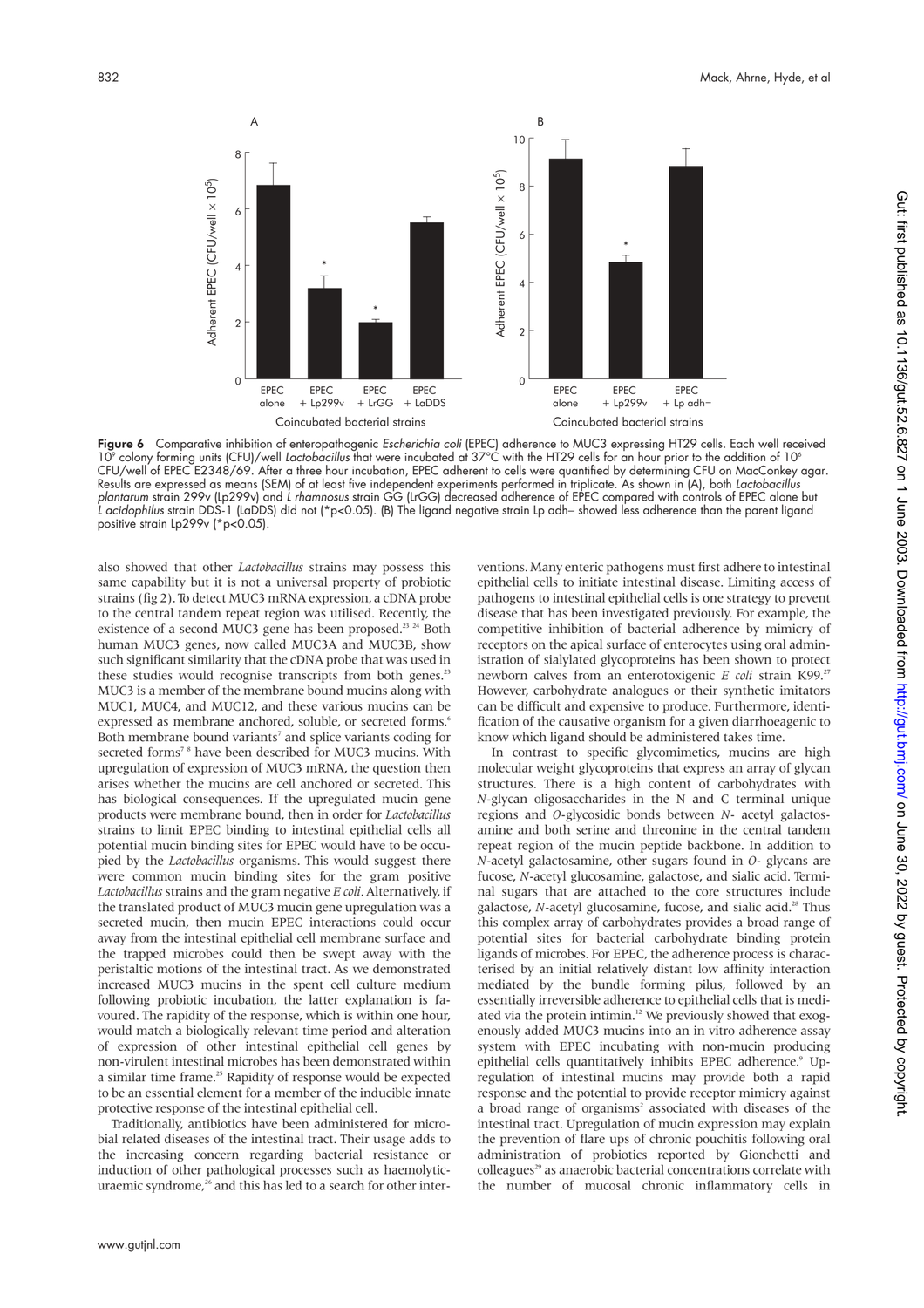**Figure 6** Comparative inhibition of enteropathogenic *Escherichia coli* (EPEC) adherence to MUC3 expressing HT29 cells. Each well received $10^9$ colony forming units (CFU)/well *Lactobacillus* that were incubated at 37°C with the HT29 cells for an hour prior to the addition of $10^6$ CFU/well of EPEC E2348/69. After a three hour incubation, EPEC adherent to cells were quantified by determining CFU on MacConkey agar. Results are expressed as means (SEM) of at least five independent experiments performed in triplicate. As shown in (A), both *Lactobacillus plantarum* strain 299v (Lp299v) and *L rhamnosus* strain GG (LrGG) decreased adherence of EPEC compared with controls of EPEC alone but *L acidophilus* strain DDS-1 (LaDDS) did not (*p<0.05). (B) The ligand negative strain Lp adh– showed less adherence than the parent ligand positive strain Lp299v (*p<0.05).

also showed that other *Lactobacillus* strains may possess this same capability but it is not a universal property of probiotic strains (fig 2). To detect MUC3 mRNA expression, a cDNA probe to the central tandem repeat region was utilised. Recently, the existence of a second MUC3 gene has been proposed.[23 24] Both human MUC3 genes, now called MUC3A and MUC3B, show such significant similarity that the cDNA probe that was used in these studies would recognise transcripts from both genes.[23] MUC3 is a member of the membrane bound mucins along with MUC1, MUC4, and MUC12, and these various mucins can be expressed as membrane anchored, soluble, or secreted forms.[6] Both membrane bound variants[7] and splice variants coding for secreted forms[7 8] have been described for MUC3 mucins. With upregulation of expression of MUC3 mRNA, the question then arises whether the mucins are cell anchored or secreted. This has biological consequences. If the upregulated mucin gene products were membrane bound, then in order for *Lactobacillus* strains to limit EPEC binding to intestinal epithelial cells all potential mucin binding sites for EPEC would have to be occupied by the *Lactobacillus* organisms. This would suggest there were common mucin binding sites for the gram positive *Lactobacillus* strains and the gram negative *E coli*. Alternatively, if the translated product of MUC3 mucin gene upregulation was a secreted mucin, then mucin EPEC interactions could occur away from the intestinal epithelial cell membrane surface and the trapped microbes could then be swept away with the peristaltic motions of the intestinal tract. As we demonstrated increased MUC3 mucins in the spent cell culture medium following probiotic incubation, the latter explanation is favoured. The rapidity of the response, which is within one hour, would match a biologically relevant time period and alteration of expression of other intestinal epithelial cell genes by non-virulent intestinal microbes has been demonstrated within a similar time frame.[25] Rapidity of response would be expected to be an essential element for a member of the inducible innate protective response of the intestinal epithelial cell.

Traditionally, antibiotics have been administered for microbial related diseases of the intestinal tract. Their usage adds to the increasing concern regarding bacterial resistance or induction of other pathological processes such as haemolytic-uraemic syndrome,[26] and this has led to a search for other interventions. Many enteric pathogens must first adhere to intestinal epithelial cells to initiate intestinal disease. Limiting access of pathogens to intestinal epithelial cells is one strategy to prevent disease that has been investigated previously. For example, the competitive inhibition of bacterial adherence by mimicry of receptors on the apical surface of enterocytes using oral administration of sialylated glycoproteins has been shown to protect newborn calves from an enterotoxigenic *E coli* strain K99.[27] However, carbohydrate analogues or their synthetic imitators can be difficult and expensive to produce. Furthermore, identification of the causative organism for a given diarrhoeagenic to know which ligand should be administered takes time.

In contrast to specific glycomimetics, mucins are high molecular weight glycoproteins that express an array of glycan structures. There is a high content of carbohydrates with *N*-glycan oligosaccharides in the N and C terminal unique regions and *O*-glycosidic bonds between *N*- acetyl galactosamine and both serine and threonine in the central tandem repeat region of the mucin peptide backbone. In addition to *N*-acetyl galactosamine, other sugars found in *O*- glycans are fucose, *N*-acetyl glucosamine, galactose, and sialic acid. Terminal sugars that are attached to the core structures include galactose, *N*-acetyl glucosamine, fucose, and sialic acid.[28] Thus this complex array of carbohydrates provides a broad range of potential sites for bacterial carbohydrate binding protein ligands of microbes. For EPEC, the adherence process is characterised by an initial relatively distant low affinity interaction mediated by the bundle forming pilus, followed by an essentially irreversible adherence to epithelial cells that is mediated via the protein intimin.[12] We previously showed that exogenously added MUC3 mucins into an in vitro adherence assay system with EPEC incubating with non-mucin producing epithelial cells quantitatively inhibits EPEC adherence.[9] Upregulation of intestinal mucins may provide both a rapid response and the potential to provide receptor mimicry against a broad range of organisms[2] associated with diseases of the intestinal tract. Upregulation of mucin expression may explain the prevention of flare ups of chronic pouchitis following oral administration of probiotics reported by Gionchetti and colleagues[29] as anaerobic bacterial concentrations correlate with the number of mucosal chronic inflammatory cells in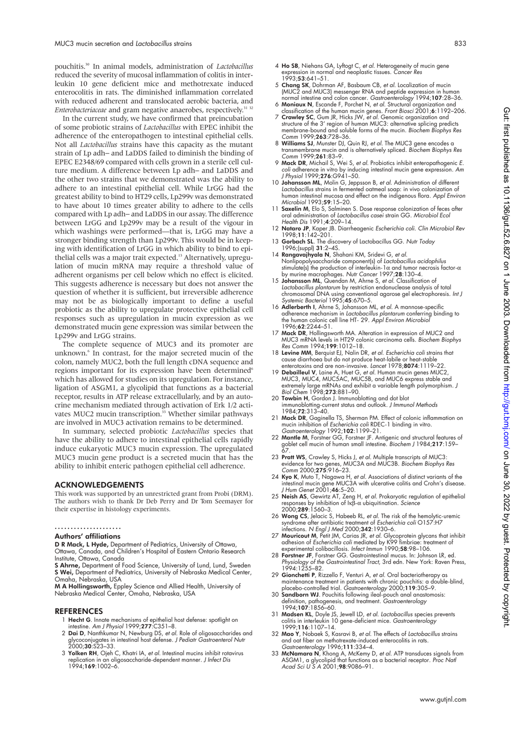pouchitis.[30] In animal models, administration of *Lactobacillus* reduced the severity of mucosal inflammation of colitis in interleukin 10 gene deficient mice and methotrexate induced enterocolitis in rats. The diminished inflammation correlated with reduced adherent and translocated aerobic bacteria, and *Enterobacteriaceae* and gram negative anaerobes, respectively.[31 32]

In the current study, we have confirmed that preincubation of some probiotic strains of *Lactobacillus* with EPEC inhibit the adherence of the enteropathogen to intestinal epithelial cells. Not all *Lactobacillus* strains have this capacity as the mutant strain of Lp adh– and LaDDS failed to diminish the binding of EPEC E2348/69 compared with cells grown in a sterile cell culture medium. A difference between Lp adh– and LaDDS and the other two strains that we demonstrated was the ability to adhere to an intestinal epithelial cell. While LrGG had the greatest ability to bind to HT29 cells, Lp299v was demonstrated to have about 10 times greater ability to adhere to the cells compared with Lp adh– and LaDDS in our assay. The difference between LrGG and Lp299v may be a result of the vigour in which washings were performed—that is, LrGG may have a stronger binding strength than Lp299v. This would be in keeping with identification of LrGG in which ability to bind to epithelial cells was a major trait expected.[13] Alternatively, upregulation of mucin mRNA may require a threshold value of adherent organisms per cell below which no effect is elicited. This suggests adherence is necessary but does not answer the question of whether it is sufficient, but irreversible adherence may not be as biologically important to define a useful probiotic as the ability to upregulate protective epithelial cell responses such as upregulation in mucin expression as we demonstrated mucin gene expression was similar between the Lp299v and LrGG strains.

The complete sequence of MUC3 and its promoter are unknown.[6] In contrast, for the major secreted mucin of the colon, namely MUC2, both the full length cDNA sequence and regions important for its expression have been determined[6] which has allowed for studies on its upregulation. For instance, ligation of ASGM1, a glycolipid that functions as a bacterial receptor, results in ATP release extracellularly, and by an autocrine mechanism mediated through activation of Erk 1/2 activates MUC2 mucin transcription.[33] Whether similar pathways are involved in MUC3 activation remains to be determined.

In summary, selected probiotic *Lactobacillus* species that have the ability to adhere to intestinal epithelial cells rapidly induce eukaryotic MUC3 mucin expression. The upregulated MUC3 mucin gene product is a secreted mucin that has the ability to inhibit enteric pathogen epithelial cell adherence.

## ACKNOWLEDGEMENTS

This work was supported by an unrestricted grant from Probi (DRM). The authors wish to thank Dr Deb Perry and Dr Tom Seemayer for their expertise in histology experiments.

### Authors' affiliations

**D R Mack, L Hyde,** Department of Pediatrics, University of Ottawa, Ottawa, Canada, and Children's Hospital of Eastern Ontario Research Institute, Ottawa, Canada
**S Ahrne,** Department of Food Science, University of Lund, Lund, Sweden
**S Wei,** Department of Pediatrics, University of Nebraska Medical Center, Omaha, Nebraska, USA
**M A Hollingsworth,** Eppley Science and Allied Health, University of Nebraska Medical Center, Omaha, Nebraska, USA

## REFERENCES

1. **Hecht G**. Innate mechanisms of epithelial host defense: spotlight on intestine. *Am J Physiol* 1999;**277**:C351–8.
2. **Dai D**, Nanthkumar N, Newburg DS, *et al*. Role of oligosaccharides and glycoconjugates in intestinal host defense. *J Pediatr Gastroenterol Nutr* 2000;**30**:S23–33.
3. **Yolken RH**, Ojeh C, Khatri IA, *et al*. Intestinal mucins inhibit rotavirus replication in an oligosaccharide-dependent manner. *J Infect Dis* 1994;**169**:1002–6.
4. **Ho SB**, Niehans GA, Lyftogt C, *et al*. Heterogeneity of mucin gene expression in normal and neoplastic tissues. *Cancer Res* 1993;**53**:641–51.
5. **Chang SK**, Dohrman AF, Basbaum CB, *et al*. Localization of mucin (MUC2 and MUC3) messenger RNA and peptide expression in human normal intestine and colon cancer. *Gastroenterology* 1994;**107**:28–36.
6. **Moniaux N**, Escande F, Porchet N, *et al*. Structural organization and classification of the human mucin genes. *Front Biosci* 2001;**6**:1192–206.
7. **Crawley SC**, Gum JR, Hicks JW, *et al*. Genomic organization and structure of the 3′ region of human MUC3: alternative splicing predicts membrane-bound and soluble forms of the mucin. *Biochem Biophys Res Comm* 1999;**263**:728–36.
8. **Williams SJ**, Munster DJ, Quin RJ, *et al*. The MUC3 gene encodes a transmembrane mucin and is alternatively spliced. *Biochem Biophys Res Comm* 1999;**261**:83–9.
9. **Mack DR**, Michail S, Wei S, *et al*. Probiotics inhibit enteropathogenic *E. coli* adherence in vitro by inducing intestinal mucin gene expression. *Am J Physiol* 1999;**276**:G941–50.
10. **Johansson ML**, Molin G, Jeppsson B, *et al*. Administration of different *Lactobacillus* strains in fermented oatmeal soap: in vivo colonization of human intestinal mucosa and effect on the indigenous flora. *Appl Environ Microbiol* 1993;**59**:15–20.
11. **Saxelin M**, Elo S, Salminen S. Dose response colonization of feces after oral administration of *Lactobacillus casei* strain GG. *Microbiol Ecol Health Dis* 1991;**4**:209–14.
12. **Nataro JP**, Kaper JB. Diarrheagenic *Escherichia coli*. *Clin Microbiol Rev* 1998;**11**:142–201.
13. **Gorbach SL**. The discovery of Lactobacillus GG. *Nutr Today* 1996;(suppl) **31**:2–4S.
14. **Rangavajhyala N**, Shahani KM, Sridevi G, *et al*. Nonlipopolysaccharide component(s) of *Lactobacillus acidophilus* stimulate(s) the production of interleukin-1α and tumor necrosis factor-α by murine macrophages. *Nutr Cancer* 1997;**28**:130–4.
15. **Johansson ML**, Quendan M, Ahrne S, *et al*. Classification of *Lactobacillus plantarum* by restriction endonuclease analysis of total chromosomal DNA using conventional agarose gel electrophoresis. *Int J Systemic Bacteriol* 1995;**45**:670–5.
16. **Adlerberth I**, Ahrne S, Johansson ML, *et al*. A mannose-specific adherence mechanism in *Lactobacillus plantarum* conferring binding to the human colonic cell line HT- 29. *Appl Environ Microbiol* 1996;**62**:2244–51.
17. **Mack DR**, Hollingsworth MA. Alteration in expression of MUC2 and MUC3 mRNA levels in HT29 colonic carcinoma cells. *Biochem Biophys Res Comm* 1994;**199**:1012–18.
18. **Levine MM**, Berquist EJ, Nalin DR, *et al*. *Escherichia coli* strains that cause diarrhoea but do not produce heat-labile or heat-stable enterotoxins and are non-invasive. *Lancet* 1978;**8074**:1119–22.
19. **Debailleul V**, Laine A, Huet G, *et al*. Human mucin genes MUC2, MUC3, MUC4, MUC5AC, MUC5B, and MUC6 express stable and extremely large mRNAs and exhibit a variable length polymorphism. *J Biol Chem* 1998;**273**:881–90.
20. **Towbin H**, Gordon J. Immunoblotting and dot blot immunoblotting-current status and outlook. *J Immunol Methods* 1984;**72**:313–40.
21. **Mack DR**, Gaginella TS, Sherman PM. Effect of colonic inflammation on mucin inhibition of *Escherichia coli* RDEC-1 binding in vitro. *Gastroenterology* 1992;**102**:1199–21.
22. **Mantle M**, Forstner GG, Forstner JF. Antigenic and structural features of goblet cell mucin of human small intestine. *Biochem J* 1984;**217**:159–67.
23. **Pratt WS**, Crawley S, Hicks J, *et al*. Multiple transcripts of MUC3: evidence for two genes, MUC3A and MUC3B. *Biochem Biophys Res Comm* 2000;**275**:916–23.
24. **Kyo K**, Muto T, Nagawa H, *et al*. Associations of distinct variants of the intestinal mucin gene MUC3A with ulcerative colitis and Crohn's disease. *J Hum Genet* 2001;**46**:5–20.
25. **Neish AS**, Gewirtz AT, Zeng H, *et al*. Prokaryotic regulation of epithelial responses by inhibition of Iκβ-α ubiquitination. *Science* 2000;**289**:1560–3.
26. **Wong CS**, Jelacic S, Habeeb RL, *et al*. The risk of the hemolytic-uremic syndrome after antibiotic treatment of *Escherichia coli* O157:H7 infections. *N Engl J Med* 2000;**342**:1930–6.
27. **Mouricout M**, Petit JM, Carias JR, *et al*. Glycoprotein glycans that inhibit adhesion of *Escherichia coli* mediated by K99 fimbriae: treatment of experimental colibacillosis. *Infect Immun* 1990;**58**:98–106.
28. **Forstner JF**, Forstner GG. Gastrointestinal mucus. In: Johnson LR, ed. *Physiology of the Gastrointestinal Tract*, 3rd edn. New York: Raven Press, 1994:1255–82.
29. **Gionchetti P**, Rizzello F, Venturi A, *et al*. Oral bacteriotherapy as maintenance treatment in patients with chronic pouchitis: a double-blind, placebo-controlled trial. *Gastroenterology* 2000;**119**:305–9.
30. **Sandborn WJ**. Pouchitis following ileal-pouch anal anastomosis: definition, pathogenesis, and treatment. *Gastroenterology* 1994;**107**:1856–60.
31. **Madsen KL**, Doyle JS, Jewell LD, *et al*. *Lactobacillus* species prevents colitis in interleukin 10 gene-deficient mice. *Gastroenterology* 1999;**116**:1107–14.
32. **Mao Y**, Nobaek S, Kasravi B, *et al*. The effects of *Lactobacillus* strains and oat fiber on methotrexate-induced enterocolitis in rats. *Gastroenterology* 1996;**111**:334–4.
33. **McNamara N**, Khong A, McKemy D, *et al*. ATP transduces signals from ASGM1, a glycolipid that functions as a bacterial receptor. *Proc Natl Acad Sci U S A* 2001;**98**:9086–91.